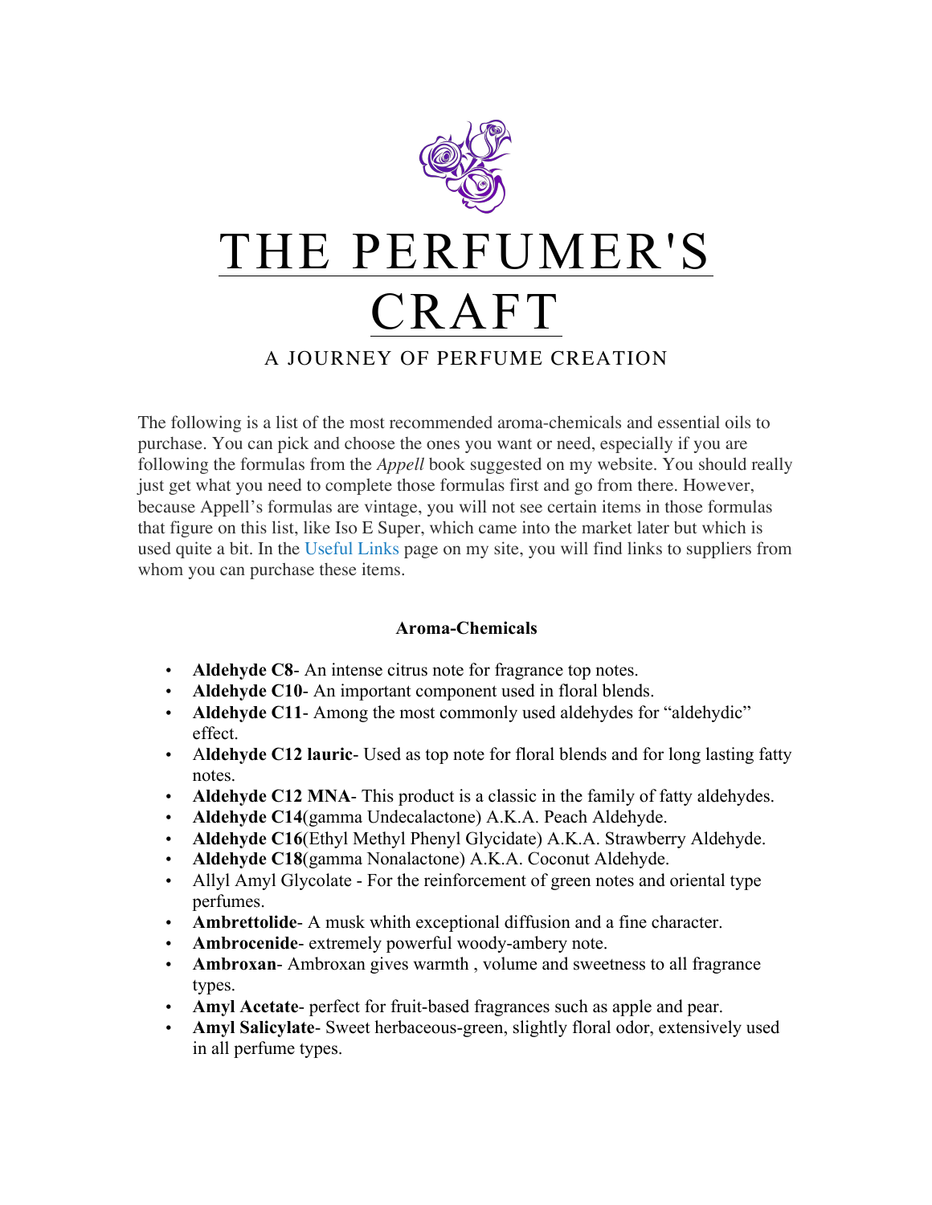# THE PERFUMER'S CRAFT

A JOURNEY OF PERFUME CREATION

The following is a list of the most recommended aroma-chemicals and essential oils to purchase. You can pick and choose the ones you want or need, especially if you are following the formulas from the *Appell* book suggested on my website. You should really just get what you need to complete those formulas first and go from there. However, because Appell's formulas are vintage, you will not see certain items in those formulas that figure on this list, like Iso E Super, which came into the market later but which is used quite a bit. In the Useful Links page on my site, you will find links to suppliers from whom you can purchase these items.

**Aroma-Chemicals**

- **Aldehyde C8**- An intense citrus note for fragrance top notes.
- **Aldehyde C10**- An important component used in floral blends.
- **Aldehyde C11**- Among the most commonly used aldehydes for "aldehydic" effect.
- A**ldehyde C12 lauric**- Used as top note for floral blends and for long lasting fatty notes.
- **Aldehyde C12 MNA**- This product is a classic in the family of fatty aldehydes.
- **Aldehyde C14**(gamma Undecalactone) A.K.A. Peach Aldehyde.
- **Aldehyde C16(**Ethyl Methyl Phenyl Glycidate) A.K.A. Strawberry Aldehyde.
- **Aldehyde C18**(gamma Nonalactone) A.K.A. Coconut Aldehyde.
- Allyl Amyl Glycolate - For the reinforcement of green notes and oriental type perfumes.
- **Ambrettolide**- A musk whith exceptional diffusion and a fine character.
- **Ambrocenide**- extremely powerful woody-ambery note.
- **Ambroxan**- Ambroxan gives warmth , volume and sweetness to all fragrance types.
- **Amyl Acetate**- perfect for fruit-based fragrances such as apple and pear.
- **Amyl Salicylate**- Sweet herbaceous-green, slightly floral odor, extensively used in all perfume types.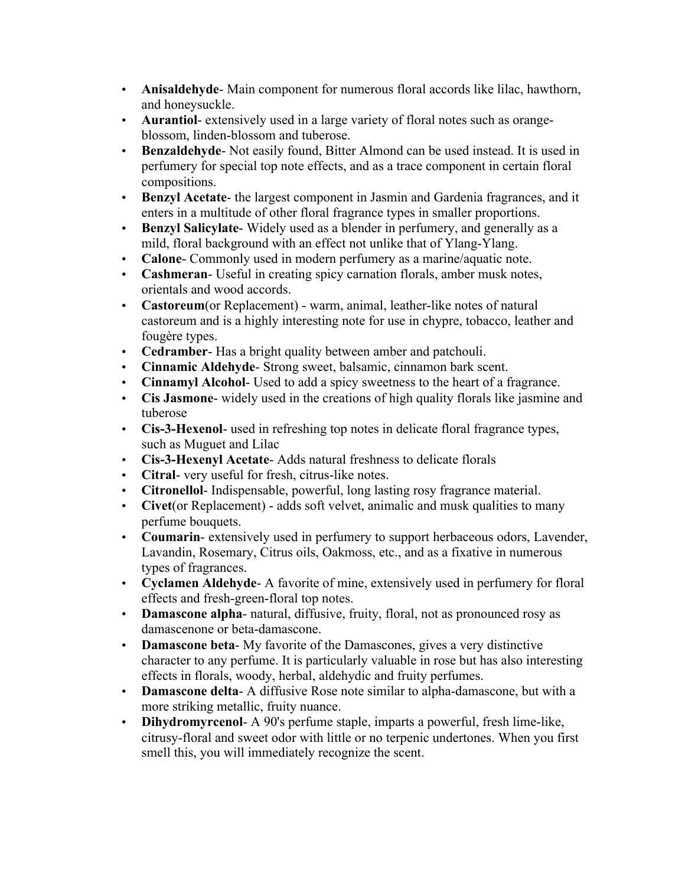- **Anisaldehyde**- Main component for numerous floral accords like lilac, hawthorn, and honeysuckle.
- **Aurantiol**- extensively used in a large variety of floral notes such as orange-blossom, linden-blossom and tuberose.
- **Benzaldehyde**- Not easily found, Bitter Almond can be used instead. It is used in perfumery for special top note effects, and as a trace component in certain floral compositions.
- **Benzyl Acetate**- the largest component in Jasmin and Gardenia fragrances, and it enters in a multitude of other floral fragrance types in smaller proportions.
- **Benzyl Salicylate**- Widely used as a blender in perfumery, and generally as a mild, floral background with an effect not unlike that of Ylang-Ylang.
- **Calone**- Commonly used in modern perfumery as a marine/aquatic note.
- **Cashmeran**- Useful in creating spicy carnation florals, amber musk notes, orientals and wood accords.
- **Castoreum**(or Replacement) - warm, animal, leather-like notes of natural castoreum and is a highly interesting note for use in chypre, tobacco, leather and fougère types.
- **Cedramber**- Has a bright quality between amber and patchouli.
- **Cinnamic Aldehyde**- Strong sweet, balsamic, cinnamon bark scent.
- **Cinnamyl Alcohol**- Used to add a spicy sweetness to the heart of a fragrance.
- **Cis Jasmone**- widely used in the creations of high quality florals like jasmine and tuberose
- **Cis-3-Hexenol**- used in refreshing top notes in delicate floral fragrance types, such as Muguet and Lilac
- **Cis-3-Hexenyl Acetate**- Adds natural freshness to delicate florals
- **Citral**- very useful for fresh, citrus-like notes.
- **Citronellol**- Indispensable, powerful, long lasting rosy fragrance material.
- **Civet**(or Replacement) - adds soft velvet, animalic and musk qualities to many perfume bouquets.
- **Coumarin**- extensively used in perfumery to support herbaceous odors, Lavender, Lavandin, Rosemary, Citrus oils, Oakmoss, etc., and as a fixative in numerous types of fragrances.
- **Cyclamen Aldehyde**- A favorite of mine, extensively used in perfumery for floral effects and fresh-green-floral top notes.
- **Damascone alpha**- natural, diffusive, fruity, floral, not as pronounced rosy as damascenone or beta-damascone.
- **Damascone beta**- My favorite of the Damascones, gives a very distinctive character to any perfume. It is particularly valuable in rose but has also interesting effects in florals, woody, herbal, aldehydic and fruity perfumes.
- **Damascone delta**- A diffusive Rose note similar to alpha-damascone, but with a more striking metallic, fruity nuance.
- **Dihydromyrcenol**- A 90's perfume staple, imparts a powerful, fresh lime-like, citrusy-floral and sweet odor with little or no terpenic undertones. When you first smell this, you will immediately recognize the scent.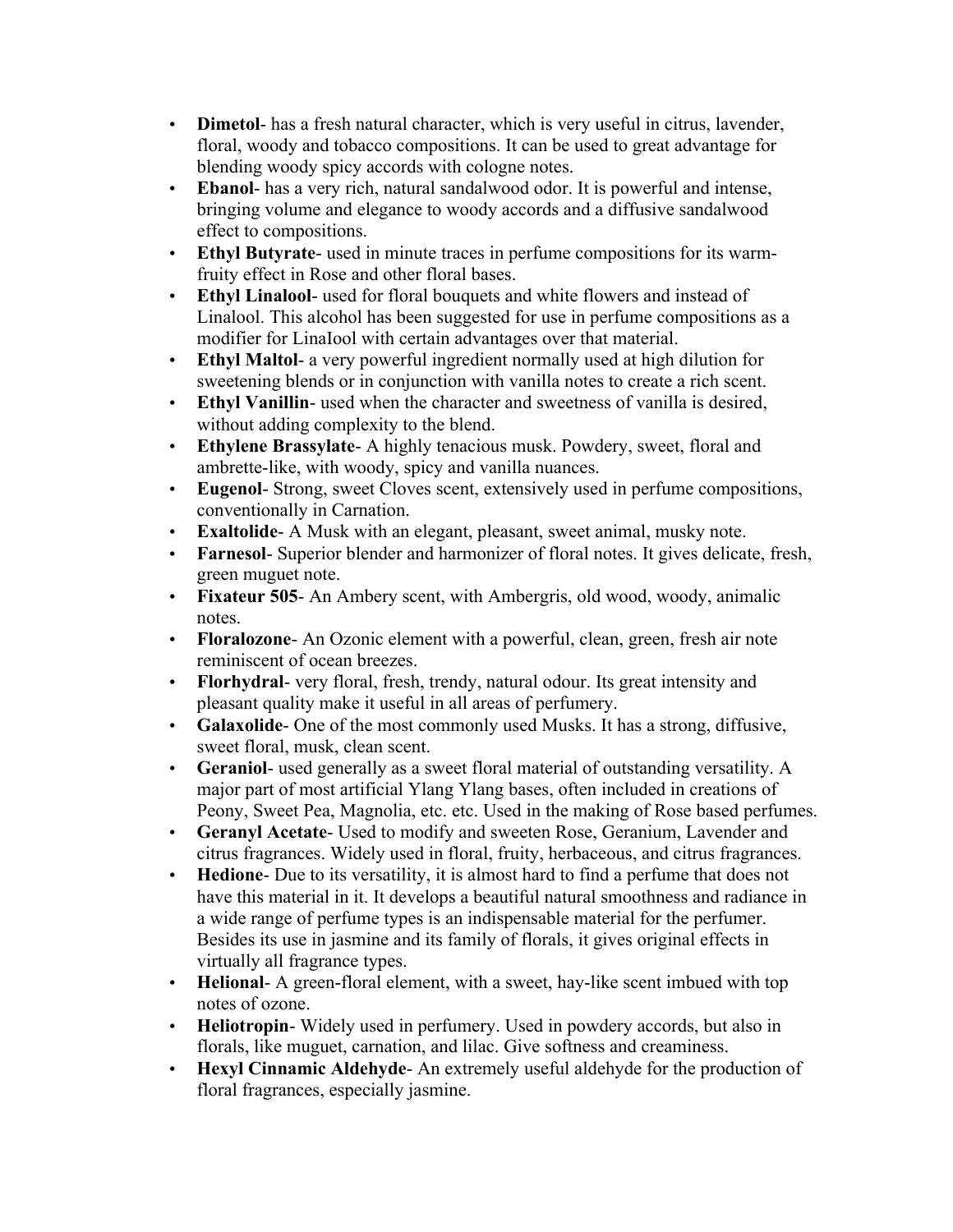- **Dimetol**- has a fresh natural character, which is very useful in citrus, lavender, floral, woody and tobacco compositions. It can be used to great advantage for blending woody spicy accords with cologne notes.
- **Ebanol**- has a very rich, natural sandalwood odor. It is powerful and intense, bringing volume and elegance to woody accords and a diffusive sandalwood effect to compositions.
- **Ethyl Butyrate**- used in minute traces in perfume compositions for its warm-fruity effect in Rose and other floral bases.
- **Ethyl Linalool**- used for floral bouquets and white flowers and instead of Linalool. This alcohol has been suggested for use in perfume compositions as a modifier for LinaIool with certain advantages over that material.
- **Ethyl Maltol**- a very powerful ingredient normally used at high dilution for sweetening blends or in conjunction with vanilla notes to create a rich scent.
- **Ethyl Vanillin**- used when the character and sweetness of vanilla is desired, without adding complexity to the blend.
- **Ethylene Brassylate**- A highly tenacious musk. Powdery, sweet, floral and ambrette-like, with woody, spicy and vanilla nuances.
- **Eugenol**- Strong, sweet Cloves scent, extensively used in perfume compositions, conventionally in Carnation.
- **Exaltolide**- A Musk with an elegant, pleasant, sweet animal, musky note.
- **Farnesol**- Superior blender and harmonizer of floral notes. It gives delicate, fresh, green muguet note.
- **Fixateur 505**- An Ambery scent, with Ambergris, old wood, woody, animalic notes.
- **Floralozone**- An Ozonic element with a powerful, clean, green, fresh air note reminiscent of ocean breezes.
- **Florhydral**- very floral, fresh, trendy, natural odour. Its great intensity and pleasant quality make it useful in all areas of perfumery.
- **Galaxolide**- One of the most commonly used Musks. It has a strong, diffusive, sweet floral, musk, clean scent.
- **Geraniol**- used generally as a sweet floral material of outstanding versatility. A major part of most artificial Ylang Ylang bases, often included in creations of Peony, Sweet Pea, Magnolia, etc. etc. Used in the making of Rose based perfumes.
- **Geranyl Acetate**- Used to modify and sweeten Rose, Geranium, Lavender and citrus fragrances. Widely used in floral, fruity, herbaceous, and citrus fragrances.
- **Hedione**- Due to its versatility, it is almost hard to find a perfume that does not have this material in it. It develops a beautiful natural smoothness and radiance in a wide range of perfume types is an indispensable material for the perfumer. Besides its use in jasmine and its family of florals, it gives original effects in virtually all fragrance types.
- **Helional**- A green-floral element, with a sweet, hay-like scent imbued with top notes of ozone.
- **Heliotropin**- Widely used in perfumery. Used in powdery accords, but also in florals, like muguet, carnation, and lilac. Give softness and creaminess.
- **Hexyl Cinnamic Aldehyde**- An extremely useful aldehyde for the production of floral fragrances, especially jasmine.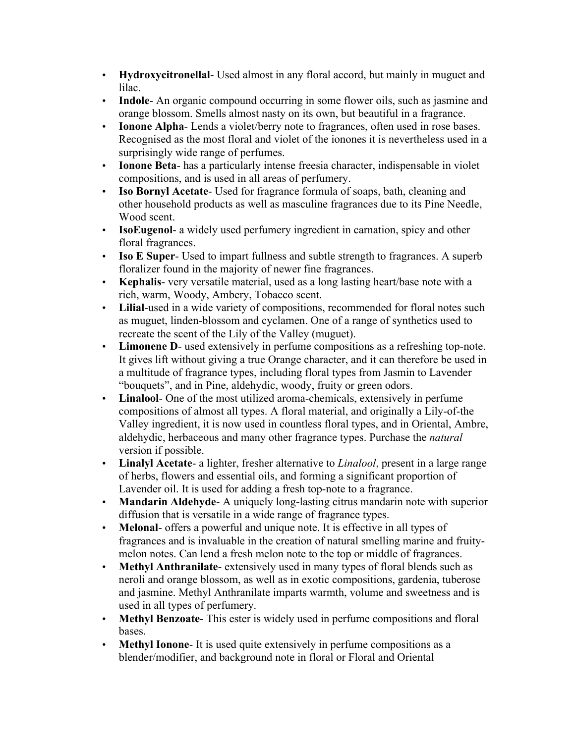- **Hydroxycitronellal**- Used almost in any floral accord, but mainly in muguet and lilac.
- **Indole**- An organic compound occurring in some flower oils, such as jasmine and orange blossom. Smells almost nasty on its own, but beautiful in a fragrance.
- **Ionone Alpha**- Lends a violet/berry note to fragrances, often used in rose bases. Recognised as the most floral and violet of the ionones it is nevertheless used in a surprisingly wide range of perfumes.
- **Ionone Beta**- has a particularly intense freesia character, indispensable in violet compositions, and is used in all areas of perfumery.
- **Iso Bornyl Acetate**- Used for fragrance formula of soaps, bath, cleaning and other household products as well as masculine fragrances due to its Pine Needle, Wood scent.
- **IsoEugenol**- a widely used perfumery ingredient in carnation, spicy and other floral fragrances.
- **Iso E Super**- Used to impart fullness and subtle strength to fragrances. A superb floralizer found in the majority of newer fine fragrances.
- **Kephalis**- very versatile material, used as a long lasting heart/base note with a rich, warm, Woody, Ambery, Tobacco scent.
- **Lilial**-used in a wide variety of compositions, recommended for floral notes such as muguet, linden-blossom and cyclamen. One of a range of synthetics used to recreate the scent of the Lily of the Valley (muguet).
- **Limonene D**- used extensively in perfume compositions as a refreshing top-note. It gives lift without giving a true Orange character, and it can therefore be used in a multitude of fragrance types, including floral types from Jasmin to Lavender "bouquets", and in Pine, aldehydic, woody, fruity or green odors.
- **Linalool**- One of the most utilized aroma-chemicals, extensively in perfume compositions of almost all types. A floral material, and originally a Lily-of-the Valley ingredient, it is now used in countless floral types, and in Oriental, Ambre, aldehydic, herbaceous and many other fragrance types. Purchase the *natural* version if possible.
- **Linalyl Acetate**- a lighter, fresher alternative to *Linalool*, present in a large range of herbs, flowers and essential oils, and forming a significant proportion of Lavender oil. It is used for adding a fresh top-note to a fragrance.
- **Mandarin Aldehyde**- A uniquely long-lasting citrus mandarin note with superior diffusion that is versatile in a wide range of fragrance types.
- **Melonal**- offers a powerful and unique note. It is effective in all types of fragrances and is invaluable in the creation of natural smelling marine and fruity-melon notes. Can lend a fresh melon note to the top or middle of fragrances.
- **Methyl Anthranilate**- extensively used in many types of floral blends such as neroli and orange blossom, as well as in exotic compositions, gardenia, tuberose and jasmine. Methyl Anthranilate imparts warmth, volume and sweetness and is used in all types of perfumery.
- **Methyl Benzoate**- This ester is widely used in perfume compositions and floral bases.
- **Methyl Ionone**- It is used quite extensively in perfume compositions as a blender/modifier, and background note in floral or Floral and Oriental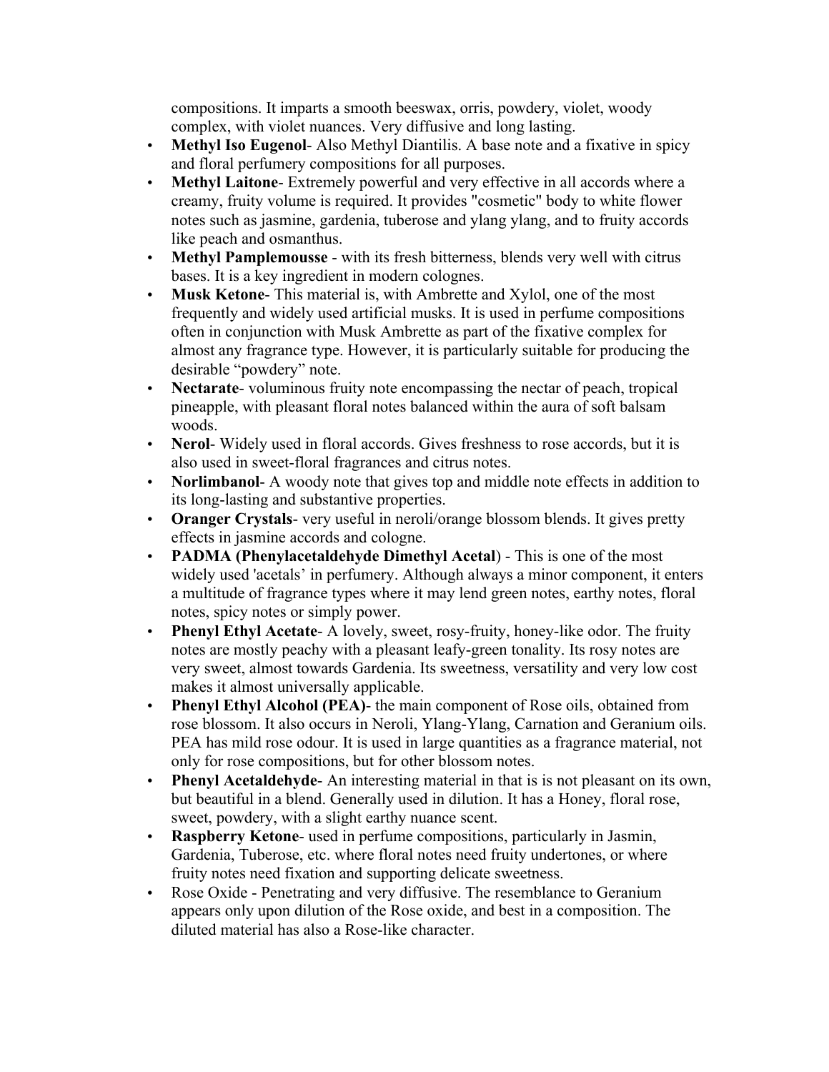compositions. It imparts a smooth beeswax, orris, powdery, violet, woody complex, with violet nuances. Very diffusive and long lasting.

- **Methyl Iso Eugenol**- Also Methyl Diantilis. A base note and a fixative in spicy and floral perfumery compositions for all purposes.
- **Methyl Laitone**- Extremely powerful and very effective in all accords where a creamy, fruity volume is required. It provides "cosmetic" body to white flower notes such as jasmine, gardenia, tuberose and ylang ylang, and to fruity accords like peach and osmanthus.
- **Methyl Pamplemousse** - with its fresh bitterness, blends very well with citrus bases. It is a key ingredient in modern colognes.
- **Musk Ketone**- This material is, with Ambrette and Xylol, one of the most frequently and widely used artificial musks. It is used in perfume compositions often in conjunction with Musk Ambrette as part of the fixative complex for almost any fragrance type. However, it is particularly suitable for producing the desirable "powdery" note.
- **Nectarate**- voluminous fruity note encompassing the nectar of peach, tropical pineapple, with pleasant floral notes balanced within the aura of soft balsam woods.
- **Nerol**- Widely used in floral accords. Gives freshness to rose accords, but it is also used in sweet-floral fragrances and citrus notes.
- **Norlimbanol**- A woody note that gives top and middle note effects in addition to its long-lasting and substantive properties.
- **Oranger Crystals**- very useful in neroli/orange blossom blends. It gives pretty effects in jasmine accords and cologne.
- **PADMA (Phenylacetaldehyde Dimethyl Acetal**) - This is one of the most widely used 'acetals' in perfumery. Although always a minor component, it enters a multitude of fragrance types where it may lend green notes, earthy notes, floral notes, spicy notes or simply power.
- **Phenyl Ethyl Acetate**- A lovely, sweet, rosy-fruity, honey-like odor. The fruity notes are mostly peachy with a pleasant leafy-green tonality. Its rosy notes are very sweet, almost towards Gardenia. Its sweetness, versatility and very low cost makes it almost universally applicable.
- **Phenyl Ethyl Alcohol (PEA)**- the main component of Rose oils, obtained from rose blossom. It also occurs in Neroli, Ylang-Ylang, Carnation and Geranium oils. PEA has mild rose odour. It is used in large quantities as a fragrance material, not only for rose compositions, but for other blossom notes.
- **Phenyl Acetaldehyde**- An interesting material in that is is not pleasant on its own, but beautiful in a blend. Generally used in dilution. It has a Honey, floral rose, sweet, powdery, with a slight earthy nuance scent.
- **Raspberry Ketone**- used in perfume compositions, particularly in Jasmin, Gardenia, Tuberose, etc. where floral notes need fruity undertones, or where fruity notes need fixation and supporting delicate sweetness.
- Rose Oxide - Penetrating and very diffusive. The resemblance to Geranium appears only upon dilution of the Rose oxide, and best in a composition. The diluted material has also a Rose-like character.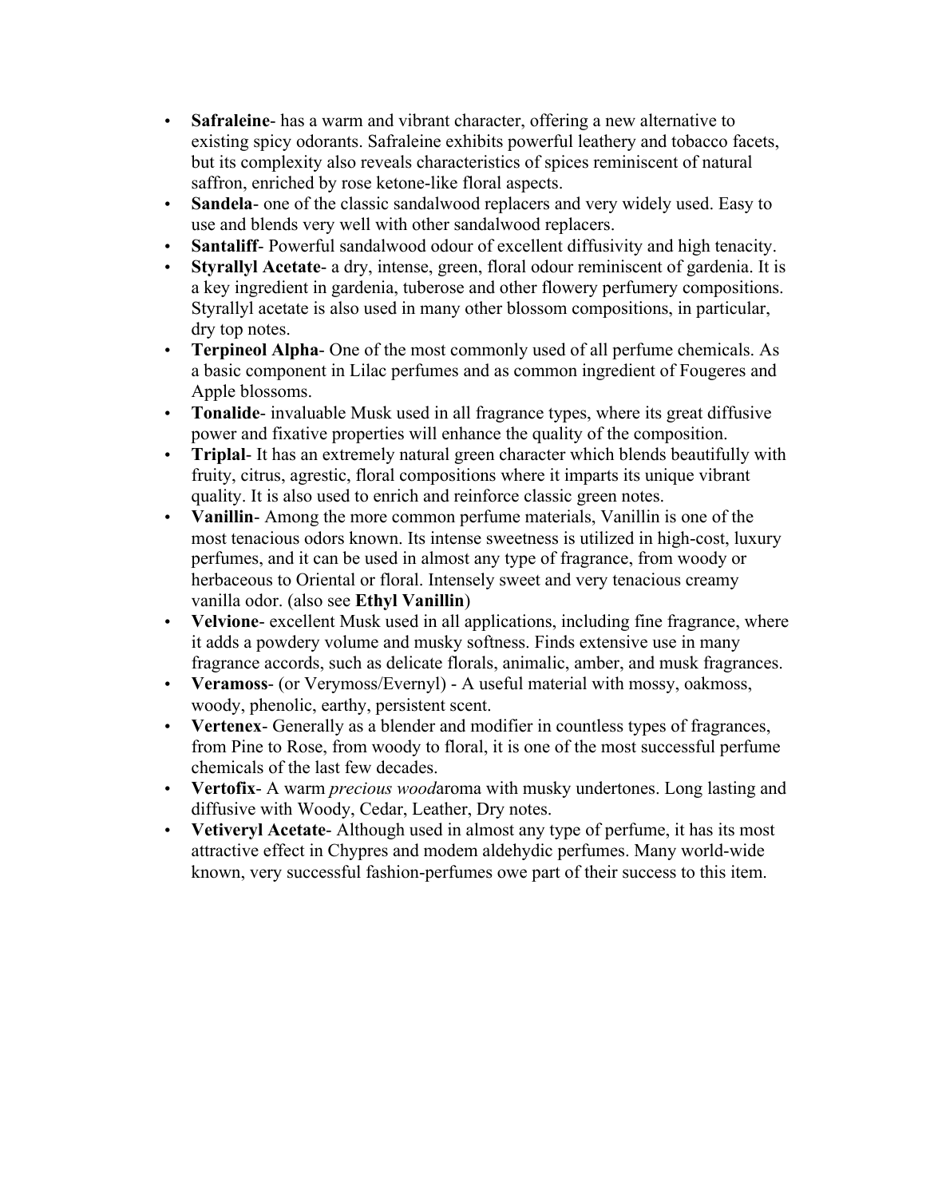- **Safraleine**- has a warm and vibrant character, offering a new alternative to existing spicy odorants. Safraleine exhibits powerful leathery and tobacco facets, but its complexity also reveals characteristics of spices reminiscent of natural saffron, enriched by rose ketone-like floral aspects.
- **Sandela**- one of the classic sandalwood replacers and very widely used. Easy to use and blends very well with other sandalwood replacers.
- **Santaliff**- Powerful sandalwood odour of excellent diffusivity and high tenacity.
- **Styrallyl Acetate**- a dry, intense, green, floral odour reminiscent of gardenia. It is a key ingredient in gardenia, tuberose and other flowery perfumery compositions. Styrallyl acetate is also used in many other blossom compositions, in particular, dry top notes.
- **Terpineol Alpha**- One of the most commonly used of all perfume chemicals. As a basic component in Lilac perfumes and as common ingredient of Fougeres and Apple blossoms.
- **Tonalide**- invaluable Musk used in all fragrance types, where its great diffusive power and fixative properties will enhance the quality of the composition.
- **Triplal**- It has an extremely natural green character which blends beautifully with fruity, citrus, agrestic, floral compositions where it imparts its unique vibrant quality. It is also used to enrich and reinforce classic green notes.
- **Vanillin**- Among the more common perfume materials, Vanillin is one of the most tenacious odors known. Its intense sweetness is utilized in high-cost, luxury perfumes, and it can be used in almost any type of fragrance, from woody or herbaceous to Oriental or floral. Intensely sweet and very tenacious creamy vanilla odor. (also see **Ethyl Vanillin**)
- **Velvione**- excellent Musk used in all applications, including fine fragrance, where it adds a powdery volume and musky softness. Finds extensive use in many fragrance accords, such as delicate florals, animalic, amber, and musk fragrances.
- **Veramoss**- (or Verymoss/Evernyl) - A useful material with mossy, oakmoss, woody, phenolic, earthy, persistent scent.
- **Vertenex**- Generally as a blender and modifier in countless types of fragrances, from Pine to Rose, from woody to floral, it is one of the most successful perfume chemicals of the last few decades.
- **Vertofix**- A warm *precious wood*aroma with musky undertones. Long lasting and diffusive with Woody, Cedar, Leather, Dry notes.
- **Vetiveryl Acetate**- Although used in almost any type of perfume, it has its most attractive effect in Chypres and modem aldehydic perfumes. Many world-wide known, very successful fashion-perfumes owe part of their success to this item.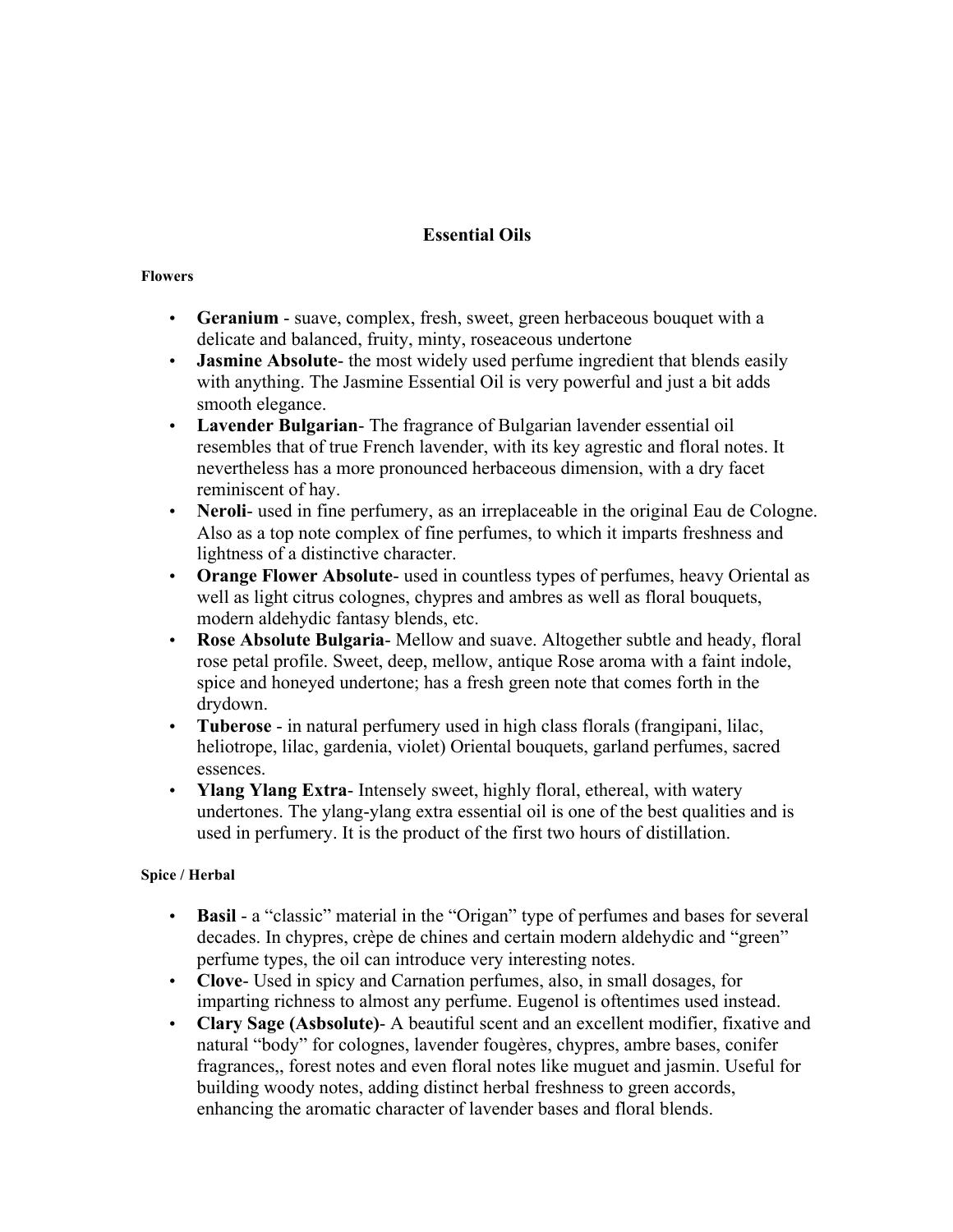# Essential Oils

### Flowers

- **Geranium** - suave, complex, fresh, sweet, green herbaceous bouquet with a delicate and balanced, fruity, minty, roseaceous undertone
- **Jasmine Absolute**- the most widely used perfume ingredient that blends easily with anything. The Jasmine Essential Oil is very powerful and just a bit adds smooth elegance.
- **Lavender Bulgarian**- The fragrance of Bulgarian lavender essential oil resembles that of true French lavender, with its key agrestic and floral notes. It nevertheless has a more pronounced herbaceous dimension, with a dry facet reminiscent of hay.
- **Neroli**- used in fine perfumery, as an irreplaceable in the original Eau de Cologne. Also as a top note complex of fine perfumes, to which it imparts freshness and lightness of a distinctive character.
- **Orange Flower Absolute**- used in countless types of perfumes, heavy Oriental as well as light citrus colognes, chypres and ambres as well as floral bouquets, modern aldehydic fantasy blends, etc.
- **Rose Absolute Bulgaria**- Mellow and suave. Altogether subtle and heady, floral rose petal profile. Sweet, deep, mellow, antique Rose aroma with a faint indole, spice and honeyed undertone; has a fresh green note that comes forth in the drydown.
- **Tuberose** - in natural perfumery used in high class florals (frangipani, lilac, heliotrope, lilac, gardenia, violet) Oriental bouquets, garland perfumes, sacred essences.
- **Ylang Ylang Extra**- Intensely sweet, highly floral, ethereal, with watery undertones. The ylang-ylang extra essential oil is one of the best qualities and is used in perfumery. It is the product of the first two hours of distillation.

### Spice / Herbal

- **Basil** - a "classic" material in the "Origan" type of perfumes and bases for several decades. In chypres, crèpe de chines and certain modern aldehydic and "green" perfume types, the oil can introduce very interesting notes.
- **Clove**- Used in spicy and Carnation perfumes, also, in small dosages, for imparting richness to almost any perfume. Eugenol is oftentimes used instead.
- **Clary Sage (Asbsolute)**- A beautiful scent and an excellent modifier, fixative and natural "body" for colognes, lavender fougères, chypres, ambre bases, conifer fragrances,, forest notes and even floral notes like muguet and jasmin. Useful for building woody notes, adding distinct herbal freshness to green accords, enhancing the aromatic character of lavender bases and floral blends.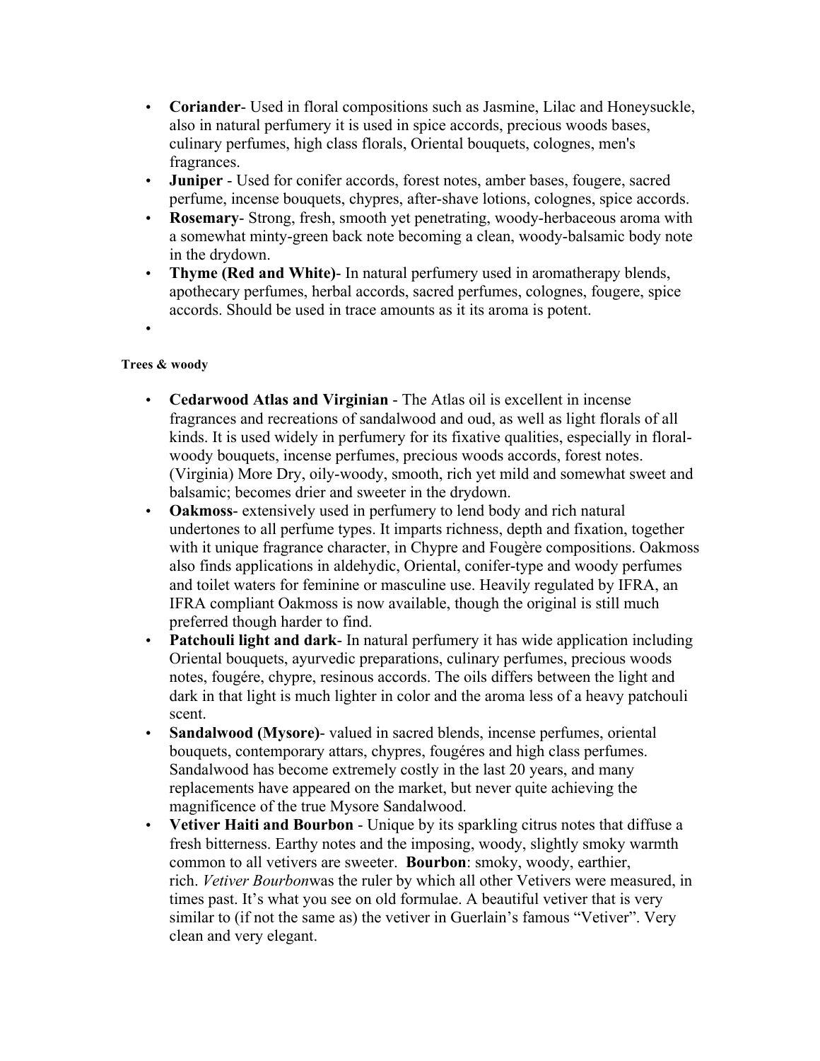- **Coriander**- Used in floral compositions such as Jasmine, Lilac and Honeysuckle, also in natural perfumery it is used in spice accords, precious woods bases, culinary perfumes, high class florals, Oriental bouquets, colognes, men's fragrances.
- **Juniper** - Used for conifer accords, forest notes, amber bases, fougere, sacred perfume, incense bouquets, chypres, after-shave lotions, colognes, spice accords.
- **Rosemary**- Strong, fresh, smooth yet penetrating, woody-herbaceous aroma with a somewhat minty-green back note becoming a clean, woody-balsamic body note in the drydown.
- **Thyme (Red and White)**- In natural perfumery used in aromatherapy blends, apothecary perfumes, herbal accords, sacred perfumes, colognes, fougere, spice accords. Should be used in trace amounts as it its aroma is potent.
- 

**Trees & woody**

- **Cedarwood Atlas and Virginian** - The Atlas oil is excellent in incense fragrances and recreations of sandalwood and oud, as well as light florals of all kinds. It is used widely in perfumery for its fixative qualities, especially in floral-woody bouquets, incense perfumes, precious woods accords, forest notes. (Virginia) More Dry, oily-woody, smooth, rich yet mild and somewhat sweet and balsamic; becomes drier and sweeter in the drydown.
- **Oakmoss**- extensively used in perfumery to lend body and rich natural undertones to all perfume types. It imparts richness, depth and fixation, together with it unique fragrance character, in Chypre and Fougère compositions. Oakmoss also finds applications in aldehydic, Oriental, conifer-type and woody perfumes and toilet waters for feminine or masculine use. Heavily regulated by IFRA, an IFRA compliant Oakmoss is now available, though the original is still much preferred though harder to find.
- **Patchouli light and dark**- In natural perfumery it has wide application including Oriental bouquets, ayurvedic preparations, culinary perfumes, precious woods notes, fougére, chypre, resinous accords. The oils differs between the light and dark in that light is much lighter in color and the aroma less of a heavy patchouli scent.
- **Sandalwood (Mysore)**- valued in sacred blends, incense perfumes, oriental bouquets, contemporary attars, chypres, fougéres and high class perfumes. Sandalwood has become extremely costly in the last 20 years, and many replacements have appeared on the market, but never quite achieving the magnificence of the true Mysore Sandalwood.
- **Vetiver Haiti and Bourbon** - Unique by its sparkling citrus notes that diffuse a fresh bitterness. Earthy notes and the imposing, woody, slightly smoky warmth common to all vetivers are sweeter. **Bourbon**: smoky, woody, earthier, rich. *Vetiver Bourbon*was the ruler by which all other Vetivers were measured, in times past. It's what you see on old formulae. A beautiful vetiver that is very similar to (if not the same as) the vetiver in Guerlain's famous "Vetiver". Very clean and very elegant.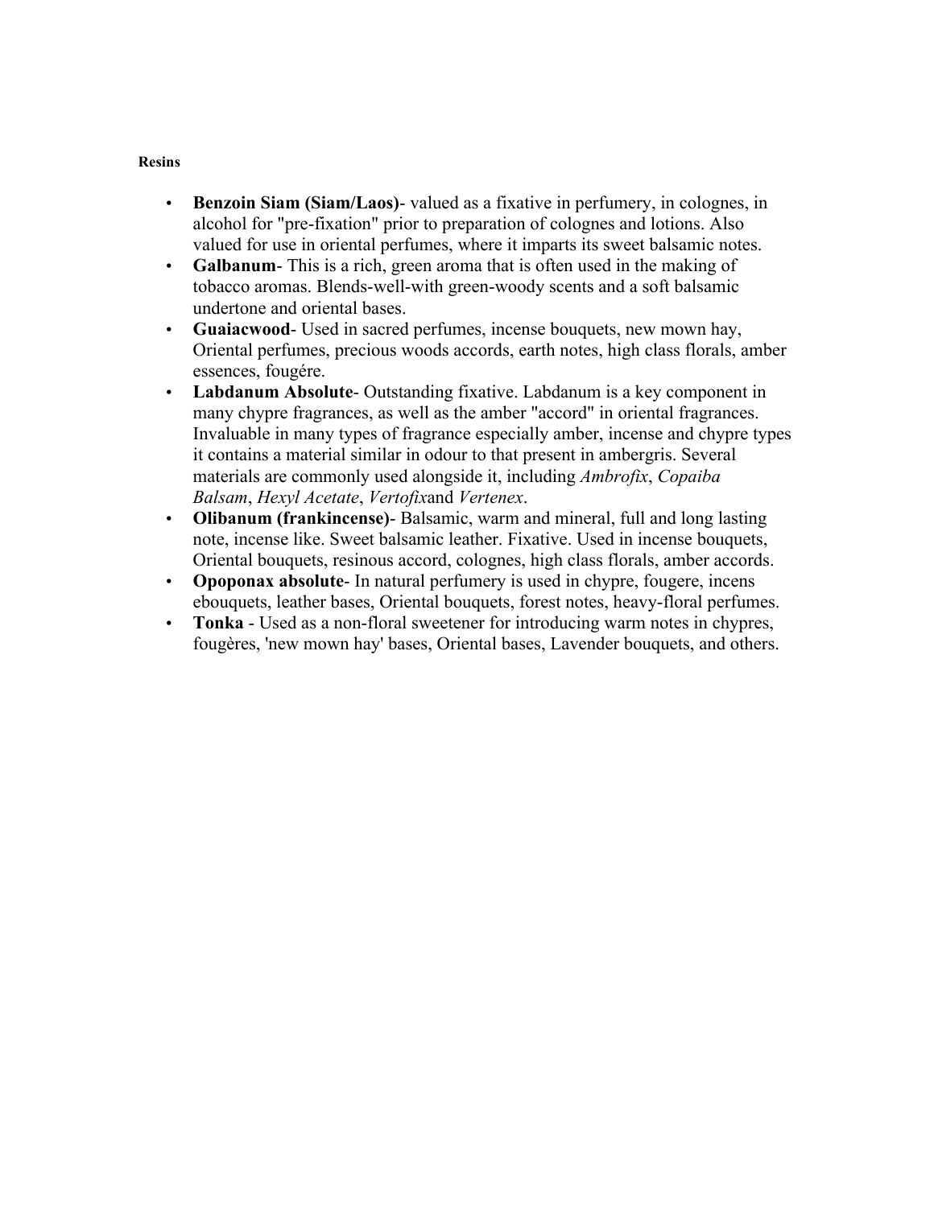**Resins**

- **Benzoin Siam (Siam/Laos)**- valued as a fixative in perfumery, in colognes, in alcohol for "pre-fixation" prior to preparation of colognes and lotions. Also valued for use in oriental perfumes, where it imparts its sweet balsamic notes.
- **Galbanum**- This is a rich, green aroma that is often used in the making of tobacco aromas. Blends-well-with green-woody scents and a soft balsamic undertone and oriental bases.
- **Guaiacwood**- Used in sacred perfumes, incense bouquets, new mown hay, Oriental perfumes, precious woods accords, earth notes, high class florals, amber essences, fougére.
- **Labdanum Absolute**- Outstanding fixative. Labdanum is a key component in many chypre fragrances, as well as the amber "accord" in oriental fragrances. Invaluable in many types of fragrance especially amber, incense and chypre types it contains a material similar in odour to that present in ambergris. Several materials are commonly used alongside it, including *Ambrofix*, *Copaiba Balsam*, *Hexyl Acetate*, *Vertofix*and *Vertenex*.
- **Olibanum (frankincense)**- Balsamic, warm and mineral, full and long lasting note, incense like. Sweet balsamic leather. Fixative. Used in incense bouquets, Oriental bouquets, resinous accord, colognes, high class florals, amber accords.
- **Opoponax absolute**- In natural perfumery is used in chypre, fougere, incens ebouquets, leather bases, Oriental bouquets, forest notes, heavy-floral perfumes.
- **Tonka** - Used as a non-floral sweetener for introducing warm notes in chypres, fougères, 'new mown hay' bases, Oriental bases, Lavender bouquets, and others.